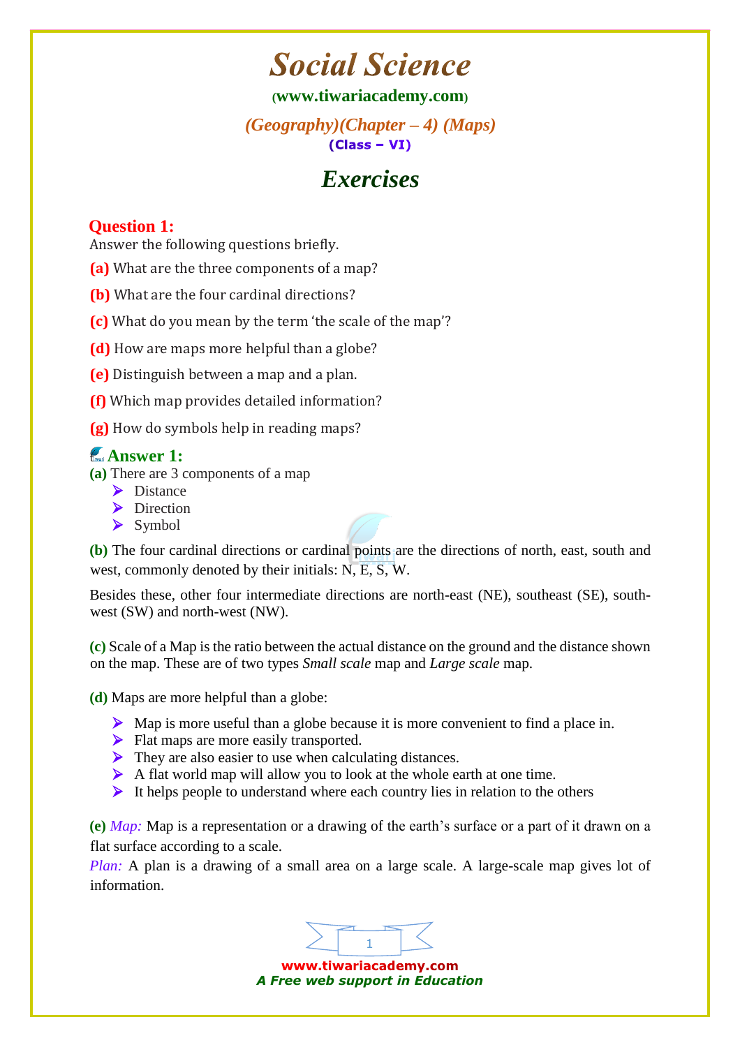# Social Science

(www.tiwariacademy.com)

*(Geography)(Chapter – 4) (Maps)*

**(Class – VI)**

## *Exercises*

### Question 1:

Answer the following questions briefly.

**(a)** What are the three components of a map?

**(b)** What are the four cardinal directions?

**(c)** What do you mean by the term 'the scale of the map'?

**(d)** How are maps more helpful than a globe?

**(e)** Distinguish between a map and a plan.

**(f)** Which map provides detailed information?

**(g)** How do symbols help in reading maps?

### Answer 1:

**(a)** There are 3 components of a map

- Distance
- Direction
- Symbol

**(b)** The four cardinal directions or cardinal points are the directions of north, east, south and west, commonly denoted by their initials: N, E, S, W.

Besides these, other four intermediate directions are north-east (NE), southeast (SE), south-west (SW) and north-west (NW).

**(c)** Scale of a Map is the ratio between the actual distance on the ground and the distance shown on the map. These are of two types *Small scale* map and *Large scale* map.

**(d)** Maps are more helpful than a globe:

- Map is more useful than a globe because it is more convenient to find a place in.
- Flat maps are more easily transported.
- They are also easier to use when calculating distances.
- A flat world map will allow you to look at the whole earth at one time.
- It helps people to understand where each country lies in relation to the others

**(e)** *Map:* Map is a representation or a drawing of the earth's surface or a part of it drawn on a flat surface according to a scale.

*Plan:* A plan is a drawing of a small area on a large scale. A large-scale map gives lot of information.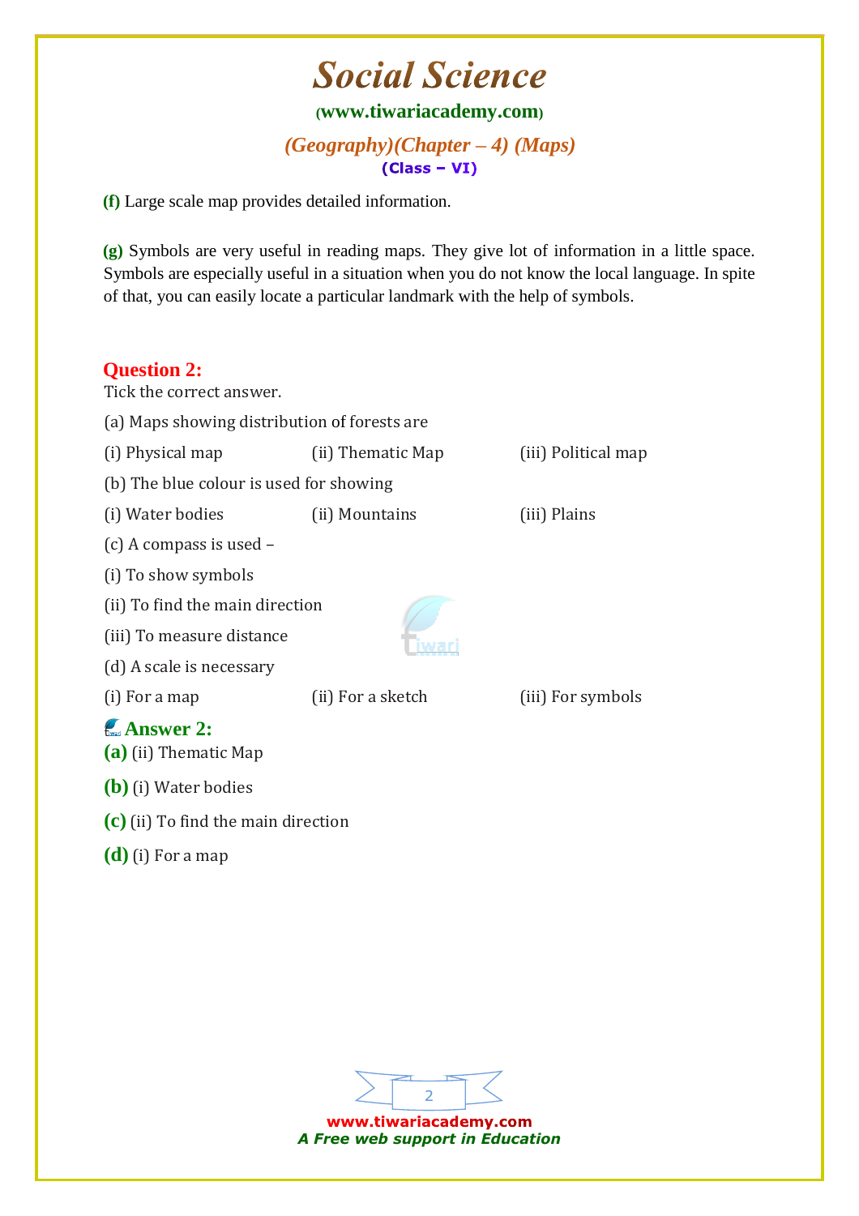**(f)** Large scale map provides detailed information.

**(g)** Symbols are very useful in reading maps. They give lot of information in a little space. Symbols are especially useful in a situation when you do not know the local language. In spite of that, you can easily locate a particular landmark with the help of symbols.

## Question 2:

Tick the correct answer.

(a) Maps showing distribution of forests are

(i) Physical map (ii) Thematic Map (iii) Political map

(b) The blue colour is used for showing

(i) Water bodies (ii) Mountains (iii) Plains

(c) A compass is used –

(i) To show symbols

(ii) To find the main direction

(iii) To measure distance

(d) A scale is necessary

(i) For a map (ii) For a sketch (iii) For symbols

## Answer 2:

**(a)** (ii) Thematic Map

**(b)** (i) Water bodies

**(c)** (ii) To find the main direction

**(d)** (i) For a map